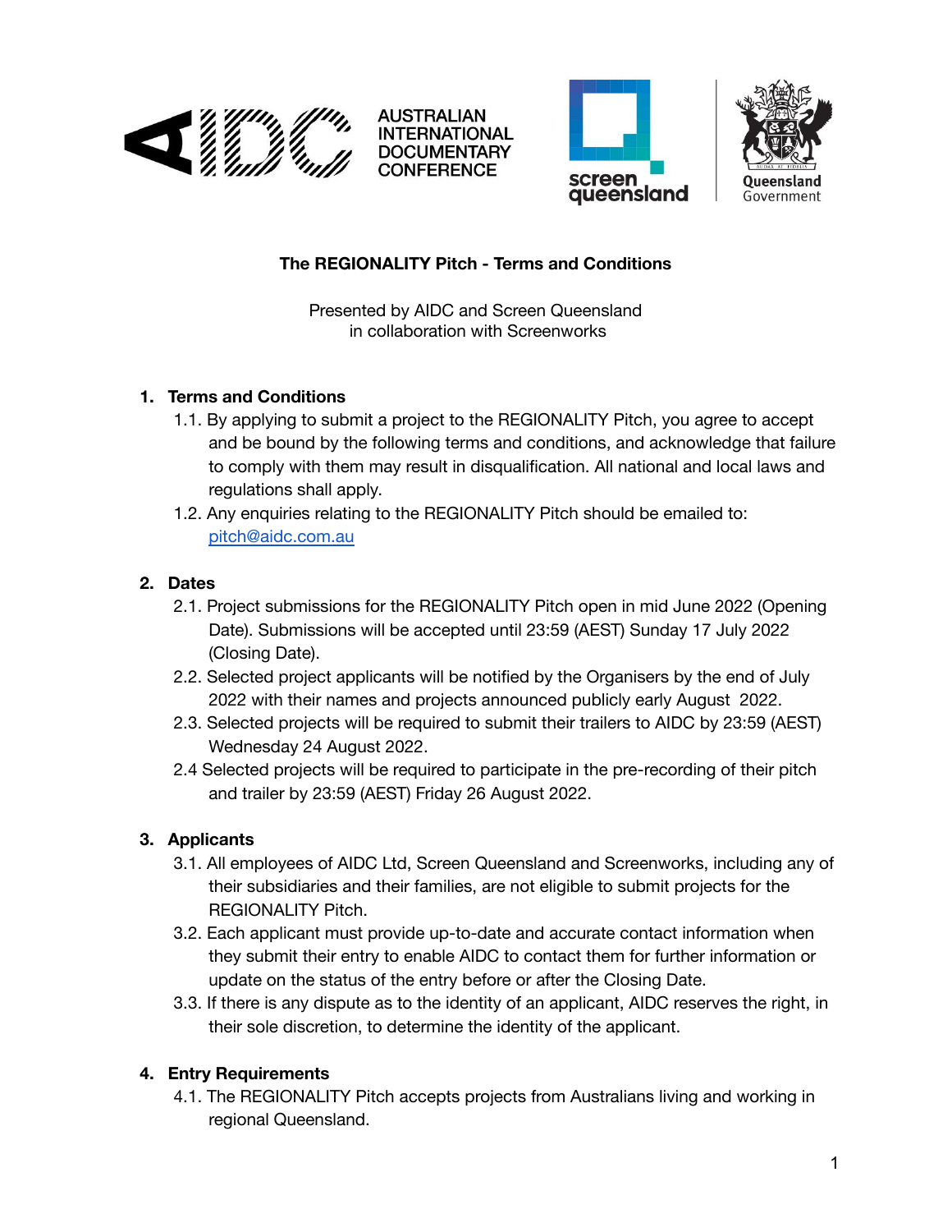AIDC AUSTRALIAN INTERNATIONAL DOCUMENTARY CONFERENCE

screen queensland

Queensland Government

# The REGIONALITY Pitch - Terms and Conditions

Presented by AIDC and Screen Queensland
in collaboration with Screenworks

## 1. Terms and Conditions

1.1. By applying to submit a project to the REGIONALITY Pitch, you agree to accept and be bound by the following terms and conditions, and acknowledge that failure to comply with them may result in disqualification. All national and local laws and regulations shall apply.

1.2. Any enquiries relating to the REGIONALITY Pitch should be emailed to: [pitch@aidc.com.au](mailto:pitch@aidc.com.au)

## 2. Dates

2.1. Project submissions for the REGIONALITY Pitch open in mid June 2022 (Opening Date). Submissions will be accepted until 23:59 (AEST) Sunday 17 July 2022 (Closing Date).

2.2. Selected project applicants will be notified by the Organisers by the end of July 2022 with their names and projects announced publicly early August 2022.

2.3. Selected projects will be required to submit their trailers to AIDC by 23:59 (AEST) Wednesday 24 August 2022.

2.4 Selected projects will be required to participate in the pre-recording of their pitch and trailer by 23:59 (AEST) Friday 26 August 2022.

## 3. Applicants

3.1. All employees of AIDC Ltd, Screen Queensland and Screenworks, including any of their subsidiaries and their families, are not eligible to submit projects for the REGIONALITY Pitch.

3.2. Each applicant must provide up-to-date and accurate contact information when they submit their entry to enable AIDC to contact them for further information or update on the status of the entry before or after the Closing Date.

3.3. If there is any dispute as to the identity of an applicant, AIDC reserves the right, in their sole discretion, to determine the identity of the applicant.

## 4. Entry Requirements

4.1. The REGIONALITY Pitch accepts projects from Australians living and working in regional Queensland.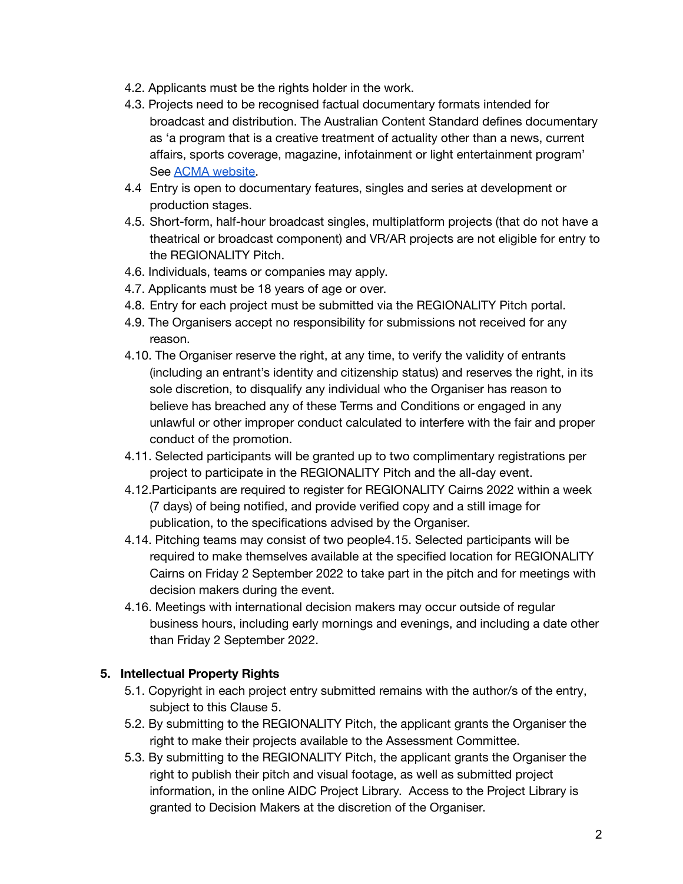4.2. Applicants must be the rights holder in the work.

4.3. Projects need to be recognised factual documentary formats intended for broadcast and distribution. The Australian Content Standard defines documentary as 'a program that is a creative treatment of actuality other than a news, current affairs, sports coverage, magazine, infotainment or light entertainment program' See [ACMA website](ACMA website).

4.4 Entry is open to documentary features, singles and series at development or production stages.

4.5. Short-form, half-hour broadcast singles, multiplatform projects (that do not have a theatrical or broadcast component) and VR/AR projects are not eligible for entry to the REGIONALITY Pitch.

4.6. Individuals, teams or companies may apply.

4.7. Applicants must be 18 years of age or over.

4.8. Entry for each project must be submitted via the REGIONALITY Pitch portal.

4.9. The Organisers accept no responsibility for submissions not received for any reason.

4.10. The Organiser reserve the right, at any time, to verify the validity of entrants (including an entrant's identity and citizenship status) and reserves the right, in its sole discretion, to disqualify any individual who the Organiser has reason to believe has breached any of these Terms and Conditions or engaged in any unlawful or other improper conduct calculated to interfere with the fair and proper conduct of the promotion.

4.11. Selected participants will be granted up to two complimentary registrations per project to participate in the REGIONALITY Pitch and the all-day event.

4.12.Participants are required to register for REGIONALITY Cairns 2022 within a week (7 days) of being notified, and provide verified copy and a still image for publication, to the specifications advised by the Organiser.

4.14. Pitching teams may consist of two people4.15. Selected participants will be required to make themselves available at the specified location for REGIONALITY Cairns on Friday 2 September 2022 to take part in the pitch and for meetings with decision makers during the event.

4.16. Meetings with international decision makers may occur outside of regular business hours, including early mornings and evenings, and including a date other than Friday 2 September 2022.

## 5. Intellectual Property Rights

5.1. Copyright in each project entry submitted remains with the author/s of the entry, subject to this Clause 5.

5.2. By submitting to the REGIONALITY Pitch, the applicant grants the Organiser the right to make their projects available to the Assessment Committee.

5.3. By submitting to the REGIONALITY Pitch, the applicant grants the Organiser the right to publish their pitch and visual footage, as well as submitted project information, in the online AIDC Project Library. Access to the Project Library is granted to Decision Makers at the discretion of the Organiser.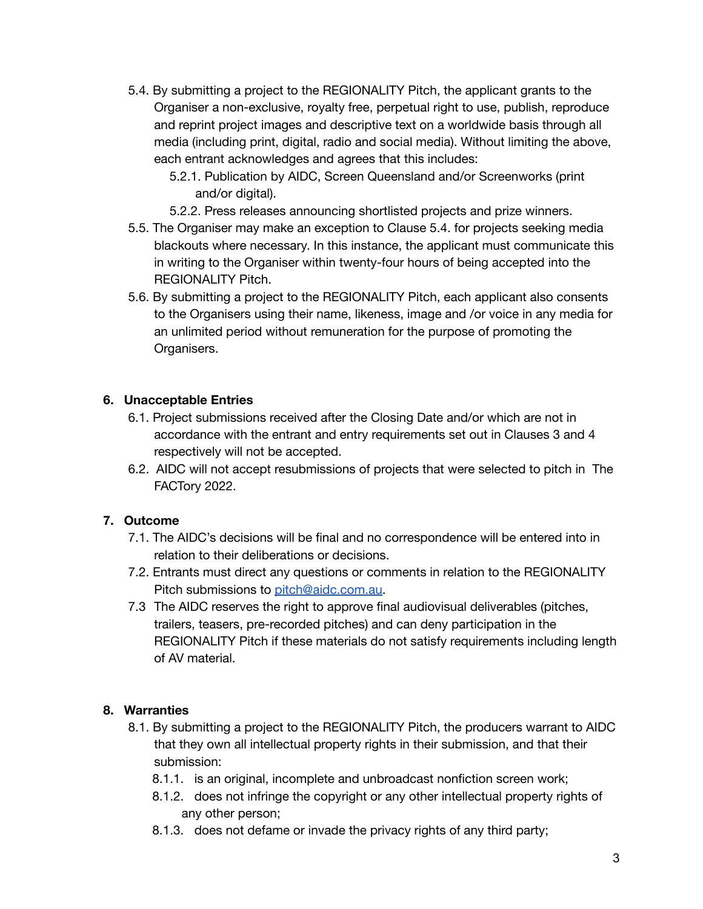5.4. By submitting a project to the REGIONALITY Pitch, the applicant grants to the Organiser a non-exclusive, royalty free, perpetual right to use, publish, reproduce and reprint project images and descriptive text on a worldwide basis through all media (including print, digital, radio and social media). Without limiting the above, each entrant acknowledges and agrees that this includes:

   5.2.1. Publication by AIDC, Screen Queensland and/or Screenworks (print and/or digital).

   5.2.2. Press releases announcing shortlisted projects and prize winners.

5.5. The Organiser may make an exception to Clause 5.4. for projects seeking media blackouts where necessary. In this instance, the applicant must communicate this in writing to the Organiser within twenty-four hours of being accepted into the REGIONALITY Pitch.

5.6. By submitting a project to the REGIONALITY Pitch, each applicant also consents to the Organisers using their name, likeness, image and /or voice in any media for an unlimited period without remuneration for the purpose of promoting the Organisers.

## 6. Unacceptable Entries

6.1. Project submissions received after the Closing Date and/or which are not in accordance with the entrant and entry requirements set out in Clauses 3 and 4 respectively will not be accepted.

6.2. AIDC will not accept resubmissions of projects that were selected to pitch in The FACTory 2022.

## 7. Outcome

7.1. The AIDC's decisions will be final and no correspondence will be entered into in relation to their deliberations or decisions.

7.2. Entrants must direct any questions or comments in relation to the REGIONALITY Pitch submissions to pitch@aidc.com.au.

7.3 The AIDC reserves the right to approve final audiovisual deliverables (pitches, trailers, teasers, pre-recorded pitches) and can deny participation in the REGIONALITY Pitch if these materials do not satisfy requirements including length of AV material.

## 8. Warranties

8.1. By submitting a project to the REGIONALITY Pitch, the producers warrant to AIDC that they own all intellectual property rights in their submission, and that their submission:

   8.1.1. is an original, incomplete and unbroadcast nonfiction screen work;

   8.1.2. does not infringe the copyright or any other intellectual property rights of any other person;

   8.1.3. does not defame or invade the privacy rights of any third party;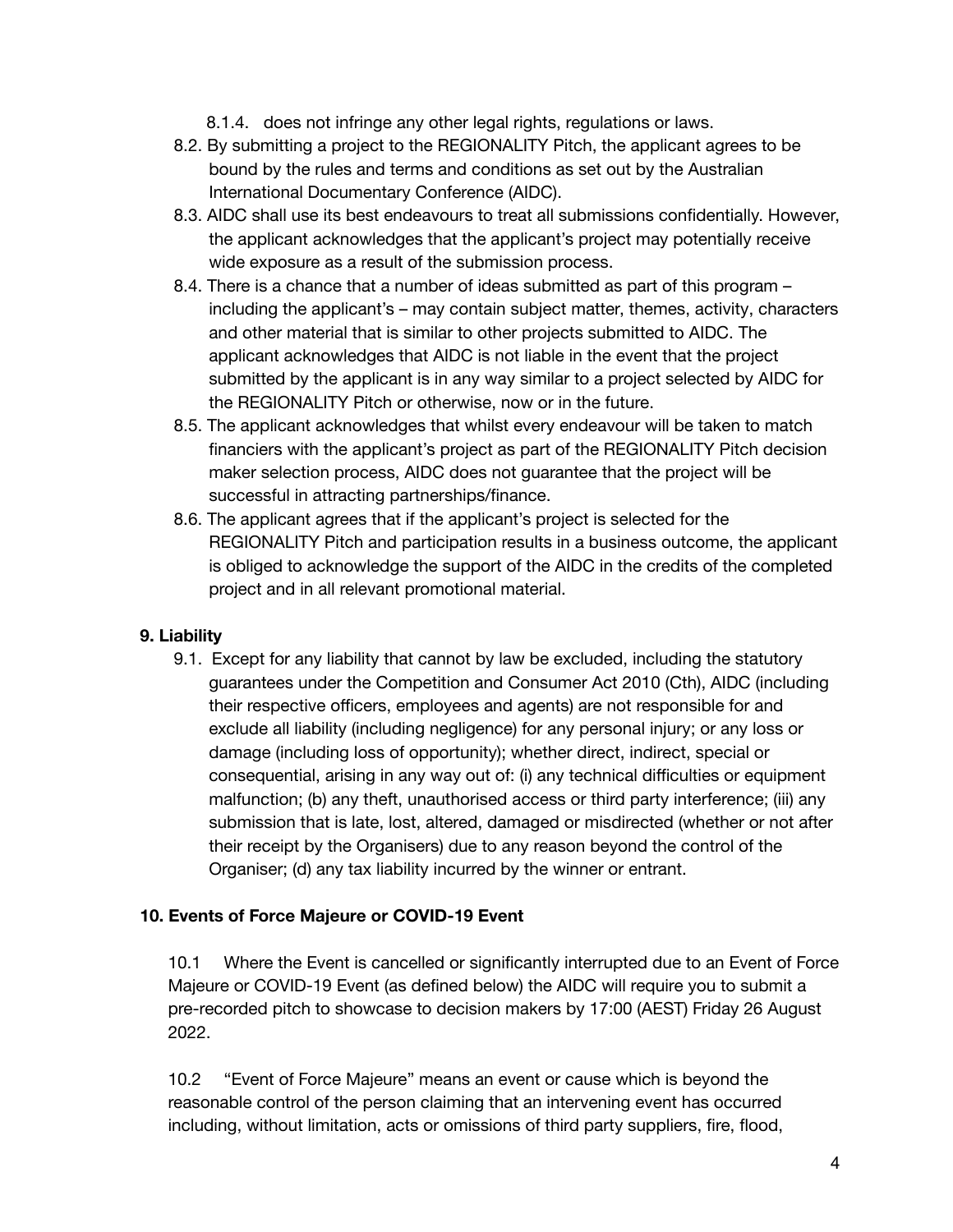8.1.4. does not infringe any other legal rights, regulations or laws.

8.2. By submitting a project to the REGIONALITY Pitch, the applicant agrees to be bound by the rules and terms and conditions as set out by the Australian International Documentary Conference (AIDC).

8.3. AIDC shall use its best endeavours to treat all submissions confidentially. However, the applicant acknowledges that the applicant's project may potentially receive wide exposure as a result of the submission process.

8.4. There is a chance that a number of ideas submitted as part of this program – including the applicant's – may contain subject matter, themes, activity, characters and other material that is similar to other projects submitted to AIDC. The applicant acknowledges that AIDC is not liable in the event that the project submitted by the applicant is in any way similar to a project selected by AIDC for the REGIONALITY Pitch or otherwise, now or in the future.

8.5. The applicant acknowledges that whilst every endeavour will be taken to match financiers with the applicant's project as part of the REGIONALITY Pitch decision maker selection process, AIDC does not guarantee that the project will be successful in attracting partnerships/finance.

8.6. The applicant agrees that if the applicant's project is selected for the REGIONALITY Pitch and participation results in a business outcome, the applicant is obliged to acknowledge the support of the AIDC in the credits of the completed project and in all relevant promotional material.

**9. Liability**

9.1. Except for any liability that cannot by law be excluded, including the statutory guarantees under the Competition and Consumer Act 2010 (Cth), AIDC (including their respective officers, employees and agents) are not responsible for and exclude all liability (including negligence) for any personal injury; or any loss or damage (including loss of opportunity); whether direct, indirect, special or consequential, arising in any way out of: (i) any technical difficulties or equipment malfunction; (b) any theft, unauthorised access or third party interference; (iii) any submission that is late, lost, altered, damaged or misdirected (whether or not after their receipt by the Organisers) due to any reason beyond the control of the Organiser; (d) any tax liability incurred by the winner or entrant.

**10. Events of Force Majeure or COVID-19 Event**

10.1 Where the Event is cancelled or significantly interrupted due to an Event of Force Majeure or COVID-19 Event (as defined below) the AIDC will require you to submit a pre-recorded pitch to showcase to decision makers by 17:00 (AEST) Friday 26 August 2022.

10.2 "Event of Force Majeure" means an event or cause which is beyond the reasonable control of the person claiming that an intervening event has occurred including, without limitation, acts or omissions of third party suppliers, fire, flood,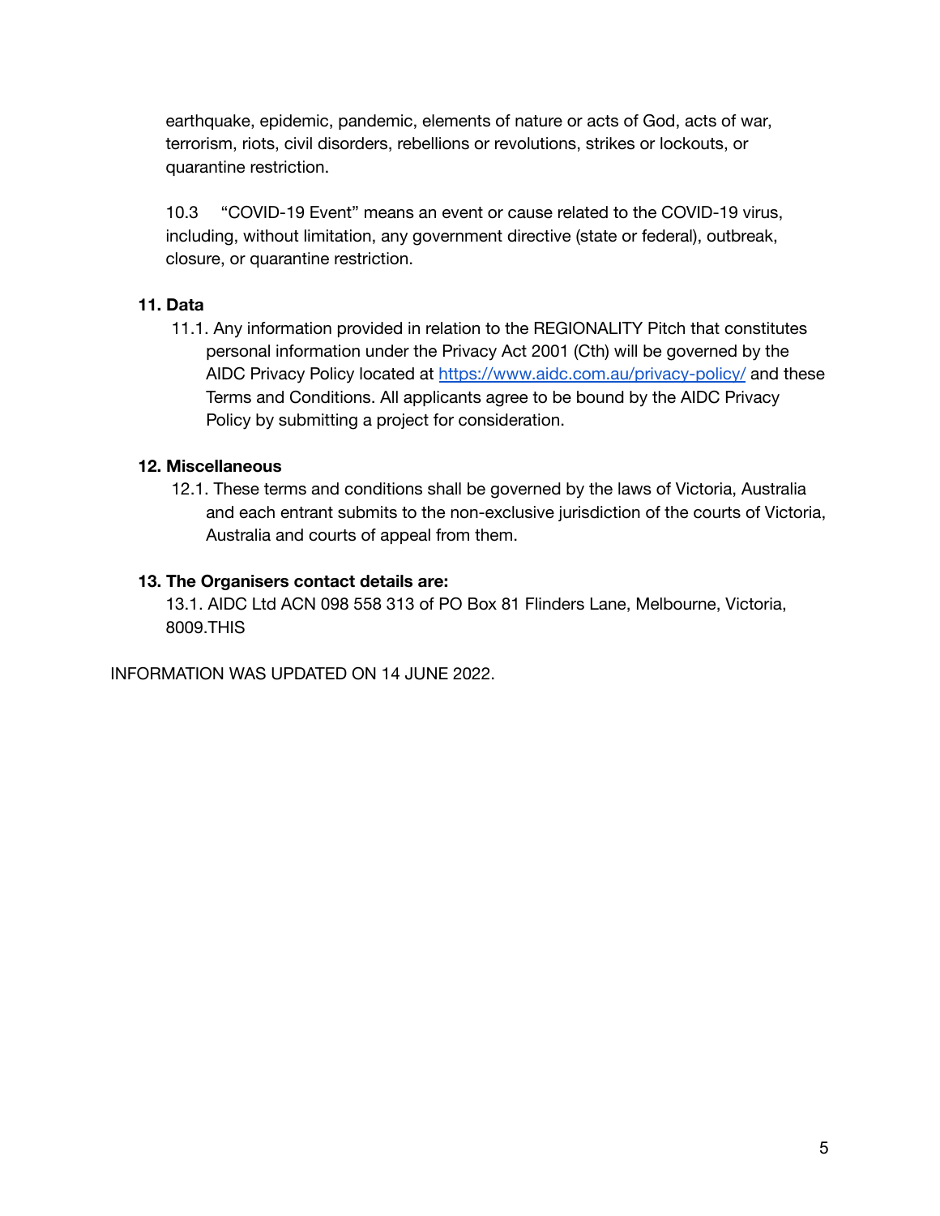earthquake, epidemic, pandemic, elements of nature or acts of God, acts of war, terrorism, riots, civil disorders, rebellions or revolutions, strikes or lockouts, or quarantine restriction.

10.3 "COVID-19 Event" means an event or cause related to the COVID-19 virus, including, without limitation, any government directive (state or federal), outbreak, closure, or quarantine restriction.

**11. Data**

11.1. Any information provided in relation to the REGIONALITY Pitch that constitutes personal information under the Privacy Act 2001 (Cth) will be governed by the AIDC Privacy Policy located at [https://www.aidc.com.au/privacy-policy/](https://www.aidc.com.au/privacy-policy/) and these Terms and Conditions. All applicants agree to be bound by the AIDC Privacy Policy by submitting a project for consideration.

**12. Miscellaneous**

12.1. These terms and conditions shall be governed by the laws of Victoria, Australia and each entrant submits to the non-exclusive jurisdiction of the courts of Victoria, Australia and courts of appeal from them.

**13. The Organisers contact details are:**

13.1. AIDC Ltd ACN 098 558 313 of PO Box 81 Flinders Lane, Melbourne, Victoria, 8009.THIS

INFORMATION WAS UPDATED ON 14 JUNE 2022.